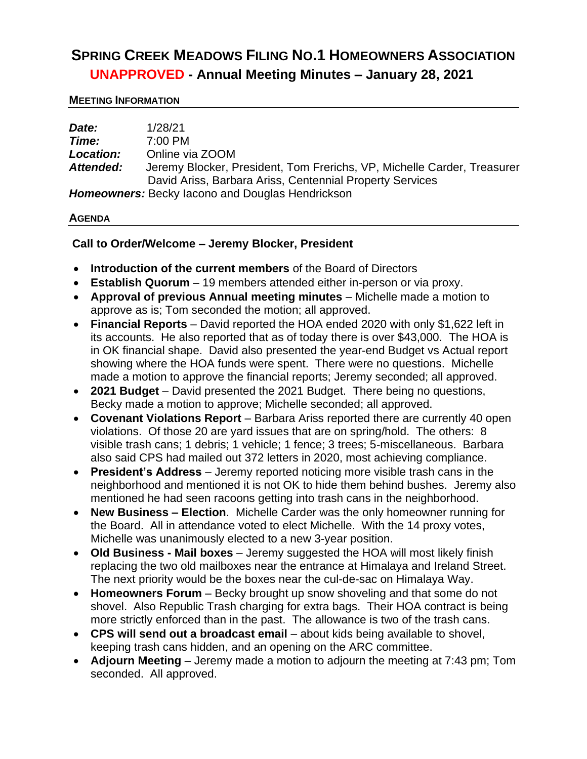# Spring Creek Meadows Filing No.1 Homeowners Association

## UNAPPROVED - Annual Meeting Minutes – January 28, 2021

### Meeting Information

***Date:*** 1/28/21
***Time:*** 7:00 PM
***Location:*** Online via ZOOM
***Attended:*** Jeremy Blocker, President, Tom Frerichs, VP, Michelle Carder, Treasurer
David Ariss, Barbara Ariss, Centennial Property Services
***Homeowners:*** Becky Iacono and Douglas Hendrickson

### Agenda

**Call to Order/Welcome – Jeremy Blocker, President**

- **Introduction of the current members** of the Board of Directors
- **Establish Quorum** – 19 members attended either in-person or via proxy.
- **Approval of previous Annual meeting minutes** – Michelle made a motion to approve as is; Tom seconded the motion; all approved.
- **Financial Reports** – David reported the HOA ended 2020 with only $1,622 left in its accounts. He also reported that as of today there is over $43,000. The HOA is in OK financial shape. David also presented the year-end Budget vs Actual report showing where the HOA funds were spent. There were no questions. Michelle made a motion to approve the financial reports; Jeremy seconded; all approved.
- **2021 Budget** – David presented the 2021 Budget. There being no questions, Becky made a motion to approve; Michelle seconded; all approved.
- **Covenant Violations Report** – Barbara Ariss reported there are currently 40 open violations. Of those 20 are yard issues that are on spring/hold. The others: 8 visible trash cans; 1 debris; 1 vehicle; 1 fence; 3 trees; 5-miscellaneous. Barbara also said CPS had mailed out 372 letters in 2020, most achieving compliance.
- **President's Address** – Jeremy reported noticing more visible trash cans in the neighborhood and mentioned it is not OK to hide them behind bushes. Jeremy also mentioned he had seen racoons getting into trash cans in the neighborhood.
- **New Business – Election**. Michelle Carder was the only homeowner running for the Board. All in attendance voted to elect Michelle. With the 14 proxy votes, Michelle was unanimously elected to a new 3-year position.
- **Old Business - Mail boxes** – Jeremy suggested the HOA will most likely finish replacing the two old mailboxes near the entrance at Himalaya and Ireland Street. The next priority would be the boxes near the cul-de-sac on Himalaya Way.
- **Homeowners Forum** – Becky brought up snow shoveling and that some do not shovel. Also Republic Trash charging for extra bags. Their HOA contract is being more strictly enforced than in the past. The allowance is two of the trash cans.
- **CPS will send out a broadcast email** – about kids being available to shovel, keeping trash cans hidden, and an opening on the ARC committee.
- **Adjourn Meeting** – Jeremy made a motion to adjourn the meeting at 7:43 pm; Tom seconded. All approved.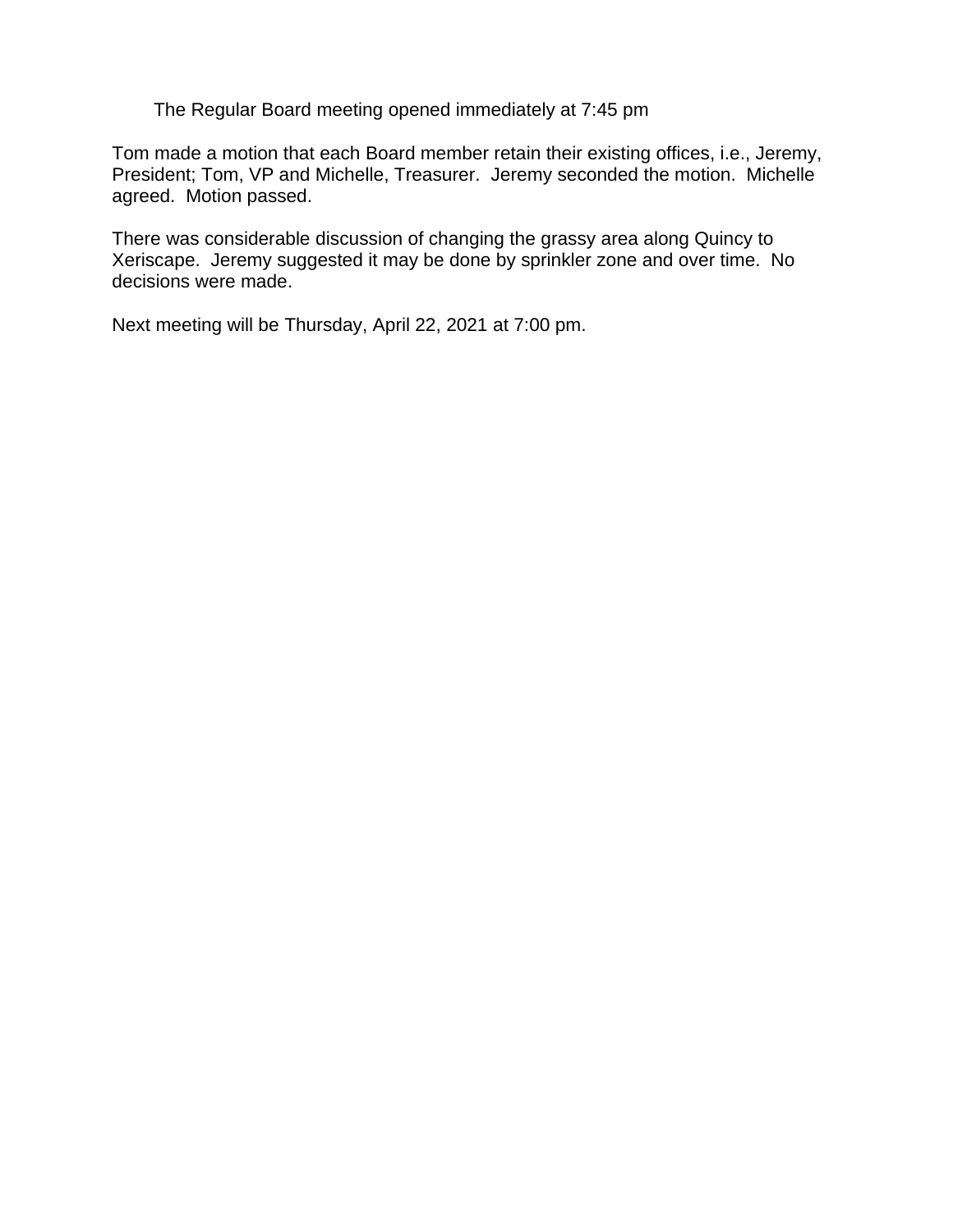The Regular Board meeting opened immediately at 7:45 pm

Tom made a motion that each Board member retain their existing offices, i.e., Jeremy, President; Tom, VP and Michelle, Treasurer. Jeremy seconded the motion. Michelle agreed. Motion passed.

There was considerable discussion of changing the grassy area along Quincy to Xeriscape. Jeremy suggested it may be done by sprinkler zone and over time. No decisions were made.

Next meeting will be Thursday, April 22, 2021 at 7:00 pm.